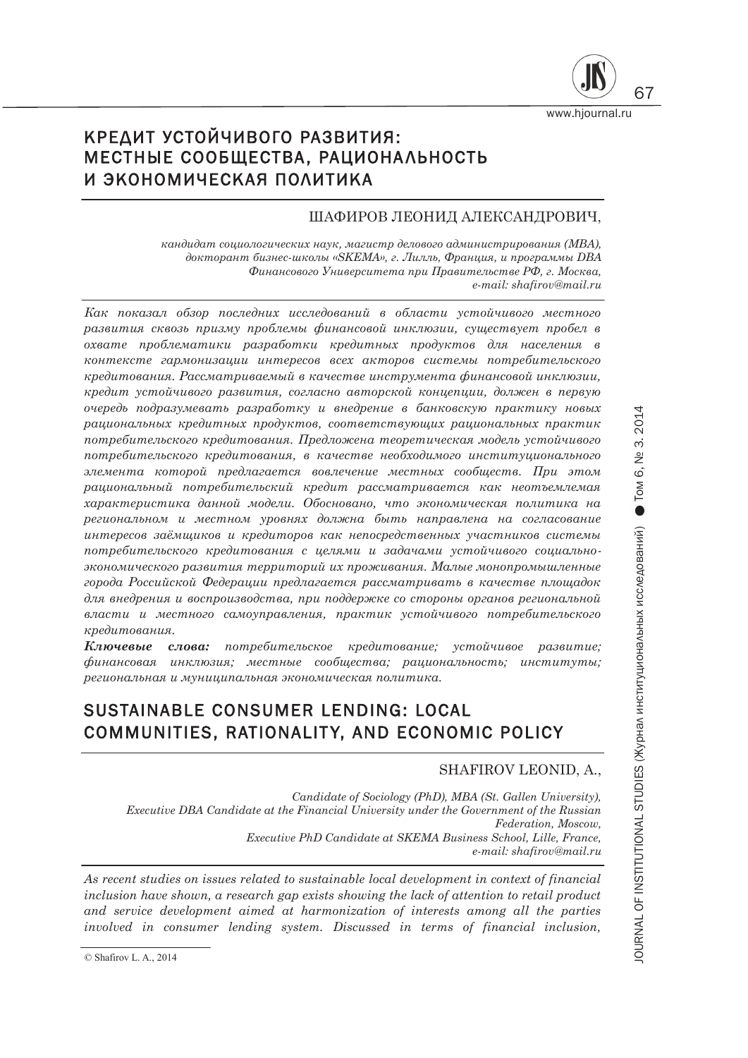# КРЕДИТ УСТОЙЧИВОГО РАЗВИТИЯ: МЕСТНЫЕ СООБЩЕСТВА, РАЦИОНАЛЬНОСТЬ И ЭКОНОМИЧЕСКАЯ ПОЛИТИКА

ШАФИРОВ ЛЕОНИД АЛЕКСАНДРОВИЧ,

*кандидат социологических наук, магистр делового администрирования (MBA), докторант бизнес-школы «SKEMA», г. Лилль, Франция, и программы DBA Финансового Университета при Правительстве РФ, г. Москва, e-mail: shafirov@mail.ru*

*Как показал обзор последних исследований в области устойчивого местного развития сквозь призму проблемы финансовой инклюзии, существует пробел в охвате проблематики разработки кредитных продуктов для населения в контексте гармонизации интересов всех акторов системы потребительского кредитования. Рассматриваемый в качестве инструмента финансовой инклюзии, кредит устойчивого развития, согласно авторской концепции, должен в первую очередь подразумевать разработку и внедрение в банковскую практику новых рациональных кредитных продуктов, соответствующих рациональных практик потребительского кредитования. Предложена теоретическая модель устойчивого потребительского кредитования, в качестве необходимого институционального элемента которой предлагается вовлечение местных сообществ. При этом рациональный потребительский кредит рассматривается как неотъемлемая характеристика данной модели. Обосновано, что экономическая политика на региональном и местном уровнях должна быть направлена на согласование интересов заёмщиков и кредиторов как непосредственных участников системы потребительского кредитования с целями и задачами устойчивого социально-экономического развития территорий их проживания. Малые монопромышленные города Российской Федерации предлагается рассматривать в качестве площадок для внедрения и воспроизводства, при поддержке со стороны органов региональной власти и местного самоуправления, практик устойчивого потребительского кредитования.*

***Ключевые слова:*** *потребительское кредитование; устойчивое развитие; финансовая инклюзия; местные сообщества; рациональность; институты; региональная и муниципальная экономическая политика.*

# SUSTAINABLE CONSUMER LENDING: LOCAL COMMUNITIES, RATIONALITY, AND ECONOMIC POLICY

SHAFIROV LEONID, A.,

*Candidate of Sociology (PhD), MBA (St. Gallen University), Executive DBA Candidate at the Financial University under the Government of the Russian Federation, Moscow, Executive PhD Candidate at SKEMA Business School, Lille, France, e-mail: shafirov@mail.ru*

*As recent studies on issues related to sustainable local development in context of financial inclusion have shown, a research gap exists showing the lack of attention to retail product and service development aimed at harmonization of interests among all the parties involved in consumer lending system. Discussed in terms of financial inclusion,*

© Shafirov L. A., 2014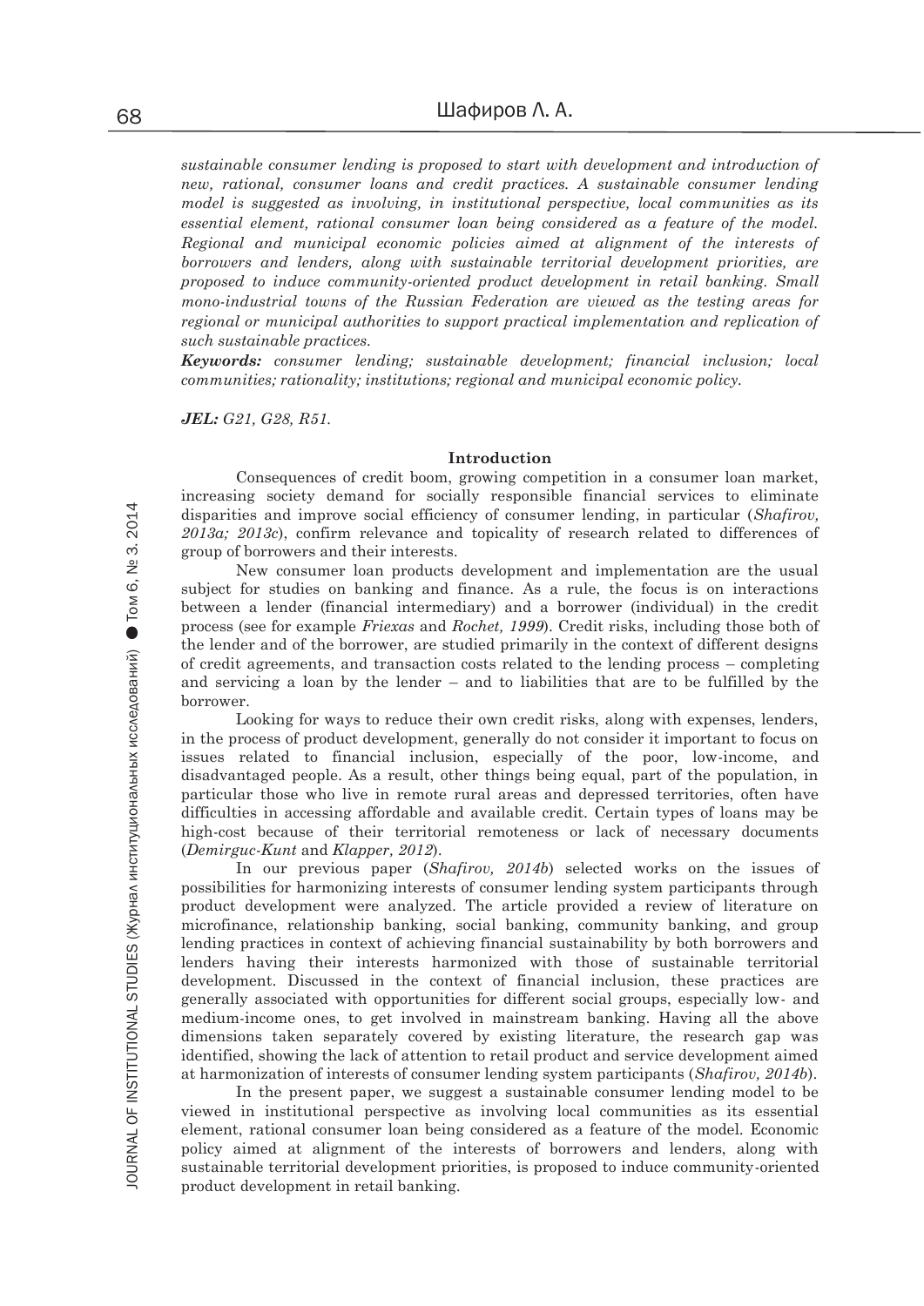*sustainable consumer lending is proposed to start with development and introduction of new, rational, consumer loans and credit practices. A sustainable consumer lending model is suggested as involving, in institutional perspective, local communities as its essential element, rational consumer loan being considered as a feature of the model. Regional and municipal economic policies aimed at alignment of the interests of borrowers and lenders, along with sustainable territorial development priorities, are proposed to induce community-oriented product development in retail banking. Small mono-industrial towns of the Russian Federation are viewed as the testing areas for regional or municipal authorities to support practical implementation and replication of such sustainable practices.*

***Keywords:*** *consumer lending; sustainable development; financial inclusion; local communities; rationality; institutions; regional and municipal economic policy.*

***JEL:*** *G21, G28, R51.*

## Introduction

Consequences of credit boom, growing competition in a consumer loan market, increasing society demand for socially responsible financial services to eliminate disparities and improve social efficiency of consumer lending, in particular (*Shafirov, 2013a; 2013c*), confirm relevance and topicality of research related to differences of group of borrowers and their interests.

New consumer loan products development and implementation are the usual subject for studies on banking and finance. As a rule, the focus is on interactions between a lender (financial intermediary) and a borrower (individual) in the credit process (see for example *Friexas* and *Rochet, 1999*). Credit risks, including those both of the lender and of the borrower, are studied primarily in the context of different designs of credit agreements, and transaction costs related to the lending process – completing and servicing a loan by the lender – and to liabilities that are to be fulfilled by the borrower.

Looking for ways to reduce their own credit risks, along with expenses, lenders, in the process of product development, generally do not consider it important to focus on issues related to financial inclusion, especially of the poor, low-income, and disadvantaged people. As a result, other things being equal, part of the population, in particular those who live in remote rural areas and depressed territories, often have difficulties in accessing affordable and available credit. Certain types of loans may be high-cost because of their territorial remoteness or lack of necessary documents (*Demirguc-Kunt* and *Klapper, 2012*).

In our previous paper (*Shafirov, 2014b*) selected works on the issues of possibilities for harmonizing interests of consumer lending system participants through product development were analyzed. The article provided a review of literature on microfinance, relationship banking, social banking, community banking, and group lending practices in context of achieving financial sustainability by both borrowers and lenders having their interests harmonized with those of sustainable territorial development. Discussed in the context of financial inclusion, these practices are generally associated with opportunities for different social groups, especially low- and medium-income ones, to get involved in mainstream banking. Having all the above dimensions taken separately covered by existing literature, the research gap was identified, showing the lack of attention to retail product and service development aimed at harmonization of interests of consumer lending system participants (*Shafirov, 2014b*).

In the present paper, we suggest a sustainable consumer lending model to be viewed in institutional perspective as involving local communities as its essential element, rational consumer loan being considered as a feature of the model. Economic policy aimed at alignment of the interests of borrowers and lenders, along with sustainable territorial development priorities, is proposed to induce community-oriented product development in retail banking.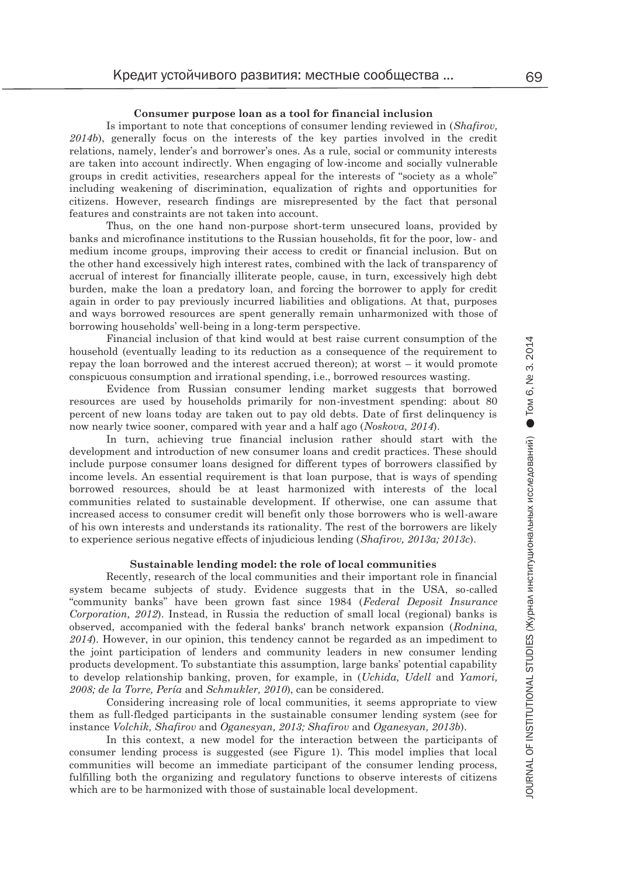### Consumer purpose loan as a tool for financial inclusion

Is important to note that conceptions of consumer lending reviewed in (*Shafirov, 2014b*), generally focus on the interests of the key parties involved in the credit relations, namely, lender's and borrower's ones. As a rule, social or community interests are taken into account indirectly. When engaging of low-income and socially vulnerable groups in credit activities, researchers appeal for the interests of "society as a whole" including weakening of discrimination, equalization of rights and opportunities for citizens. However, research findings are misrepresented by the fact that personal features and constraints are not taken into account.

Thus, on the one hand non-purpose short-term unsecured loans, provided by banks and microfinance institutions to the Russian households, fit for the poor, low- and medium income groups, improving their access to credit or financial inclusion. But on the other hand excessively high interest rates, combined with the lack of transparency of accrual of interest for financially illiterate people, cause, in turn, excessively high debt burden, make the loan a predatory loan, and forcing the borrower to apply for credit again in order to pay previously incurred liabilities and obligations. At that, purposes and ways borrowed resources are spent generally remain unharmonized with those of borrowing households' well-being in a long-term perspective.

Financial inclusion of that kind would at best raise current consumption of the household (eventually leading to its reduction as a consequence of the requirement to repay the loan borrowed and the interest accrued thereon); at worst – it would promote conspicuous consumption and irrational spending, i.e., borrowed resources wasting.

Evidence from Russian consumer lending market suggests that borrowed resources are used by households primarily for non-investment spending: about 80 percent of new loans today are taken out to pay old debts. Date of first delinquency is now nearly twice sooner, compared with year and a half ago (*Noskova, 2014*).

In turn, achieving true financial inclusion rather should start with the development and introduction of new consumer loans and credit practices. These should include purpose consumer loans designed for different types of borrowers classified by income levels. An essential requirement is that loan purpose, that is ways of spending borrowed resources, should be at least harmonized with interests of the local communities related to sustainable development. If otherwise, one can assume that increased access to consumer credit will benefit only those borrowers who is well-aware of his own interests and understands its rationality. The rest of the borrowers are likely to experience serious negative effects of injudicious lending (*Shafirov, 2013a; 2013c*).

### Sustainable lending model: the role of local communities

Recently, research of the local communities and their important role in financial system became subjects of study. Evidence suggests that in the USA, so-called "community banks" have been grown fast since 1984 (*Federal Deposit Insurance Corporation, 2012*). Instead, in Russia the reduction of small local (regional) banks is observed, accompanied with the federal banks' branch network expansion (*Rodnina, 2014*). However, in our opinion, this tendency cannot be regarded as an impediment to the joint participation of lenders and community leaders in new consumer lending products development. To substantiate this assumption, large banks' potential capability to develop relationship banking, proven, for example, in (*Uchida, Udell* and *Yamori, 2008; de la Torre, Pería* and *Schmukler, 2010*), can be considered.

Considering increasing role of local communities, it seems appropriate to view them as full-fledged participants in the sustainable consumer lending system (see for instance *Volchik, Shafirov* and *Oganesyan, 2013; Shafirov* and *Oganesyan, 2013b*).

In this context, a new model for the interaction between the participants of consumer lending process is suggested (see Figure 1). This model implies that local communities will become an immediate participant of the consumer lending process, fulfilling both the organizing and regulatory functions to observe interests of citizens which are to be harmonized with those of sustainable local development.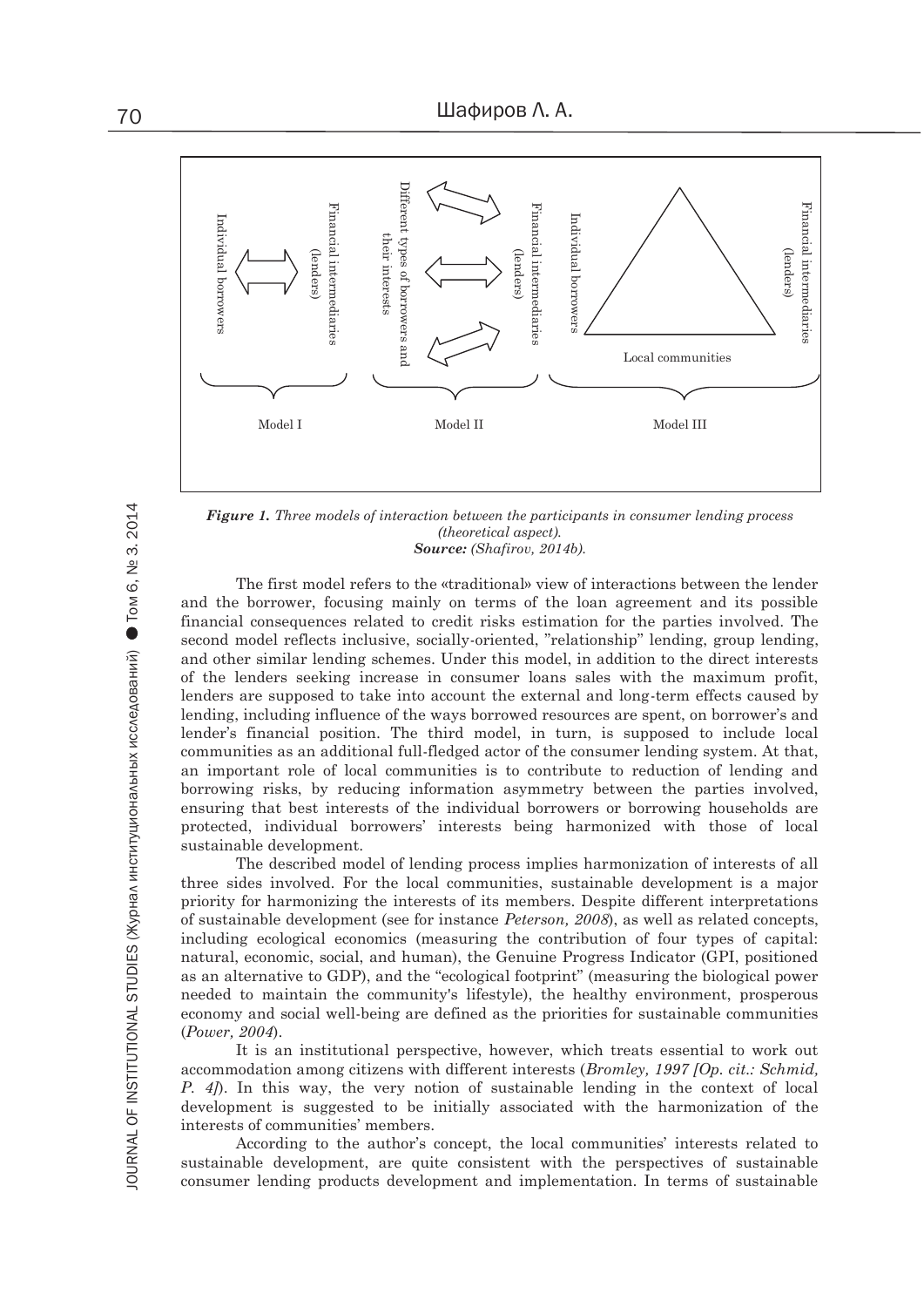*Figure 1. Three models of interaction between the participants in consumer lending process (theoretical aspect).*
***Source:*** *(Shafirov, 2014b).*

The first model refers to the «traditional» view of interactions between the lender and the borrower, focusing mainly on terms of the loan agreement and its possible financial consequences related to credit risks estimation for the parties involved. The second model reflects inclusive, socially-oriented, "relationship" lending, group lending, and other similar lending schemes. Under this model, in addition to the direct interests of the lenders seeking increase in consumer loans sales with the maximum profit, lenders are supposed to take into account the external and long-term effects caused by lending, including influence of the ways borrowed resources are spent, on borrower's and lender's financial position. The third model, in turn, is supposed to include local communities as an additional full-fledged actor of the consumer lending system. At that, an important role of local communities is to contribute to reduction of lending and borrowing risks, by reducing information asymmetry between the parties involved, ensuring that best interests of the individual borrowers or borrowing households are protected, individual borrowers' interests being harmonized with those of local sustainable development.

The described model of lending process implies harmonization of interests of all three sides involved. For the local communities, sustainable development is a major priority for harmonizing the interests of its members. Despite different interpretations of sustainable development (see for instance *Peterson, 2008*), as well as related concepts, including ecological economics (measuring the contribution of four types of capital: natural, economic, social, and human), the Genuine Progress Indicator (GPI, positioned as an alternative to GDP), and the "ecological footprint" (measuring the biological power needed to maintain the community's lifestyle), the healthy environment, prosperous economy and social well-being are defined as the priorities for sustainable communities (*Power, 2004*).

It is an institutional perspective, however, which treats essential to work out accommodation among citizens with different interests (*Bromley, 1997 [Op. cit.: Schmid, P. 4]*). In this way, the very notion of sustainable lending in the context of local development is suggested to be initially associated with the harmonization of the interests of communities' members.

According to the author's concept, the local communities' interests related to sustainable development, are quite consistent with the perspectives of sustainable consumer lending products development and implementation. In terms of sustainable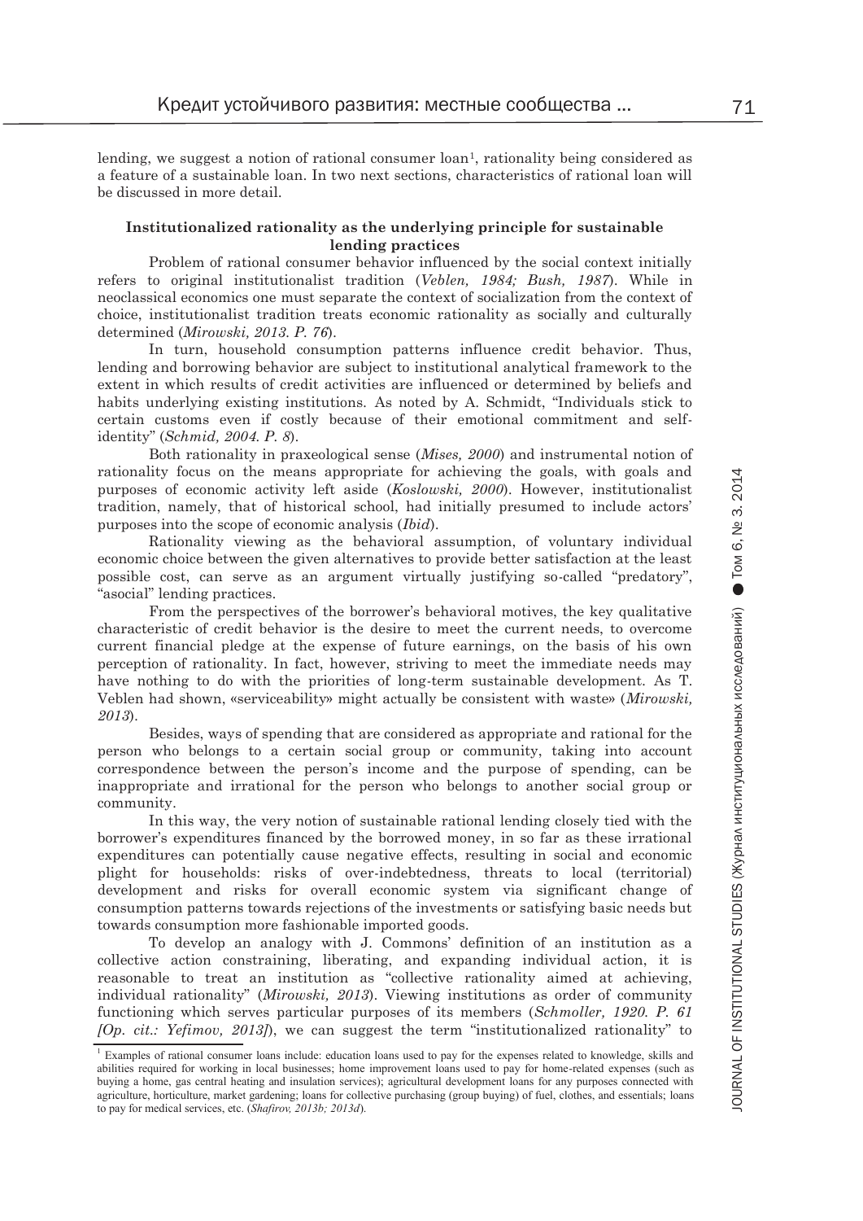lending, we suggest a notion of rational consumer loan[1], rationality being considered as a feature of a sustainable loan. In two next sections, characteristics of rational loan will be discussed in more detail.

### Institutionalized rationality as the underlying principle for sustainable lending practices

Problem of rational consumer behavior influenced by the social context initially refers to original institutionalist tradition (*Veblen, 1984; Bush, 1987*). While in neoclassical economics one must separate the context of socialization from the context of choice, institutionalist tradition treats economic rationality as socially and culturally determined (*Mirowski, 2013. P. 76*).

In turn, household consumption patterns influence credit behavior. Thus, lending and borrowing behavior are subject to institutional analytical framework to the extent in which results of credit activities are influenced or determined by beliefs and habits underlying existing institutions. As noted by A. Schmidt, "Individuals stick to certain customs even if costly because of their emotional commitment and self-identity" (*Schmid, 2004. P. 8*).

Both rationality in praxeological sense (*Mises, 2000*) and instrumental notion of rationality focus on the means appropriate for achieving the goals, with goals and purposes of economic activity left aside (*Koslowski, 2000*). However, institutionalist tradition, namely, that of historical school, had initially presumed to include actors' purposes into the scope of economic analysis (*Ibid*).

Rationality viewing as the behavioral assumption, of voluntary individual economic choice between the given alternatives to provide better satisfaction at the least possible cost, can serve as an argument virtually justifying so-called "predatory", "asocial" lending practices.

From the perspectives of the borrower's behavioral motives, the key qualitative characteristic of credit behavior is the desire to meet the current needs, to overcome current financial pledge at the expense of future earnings, on the basis of his own perception of rationality. In fact, however, striving to meet the immediate needs may have nothing to do with the priorities of long-term sustainable development. As T. Veblen had shown, «serviceability» might actually be consistent with waste» (*Mirowski, 2013*).

Besides, ways of spending that are considered as appropriate and rational for the person who belongs to a certain social group or community, taking into account correspondence between the person's income and the purpose of spending, can be inappropriate and irrational for the person who belongs to another social group or community.

In this way, the very notion of sustainable rational lending closely tied with the borrower's expenditures financed by the borrowed money, in so far as these irrational expenditures can potentially cause negative effects, resulting in social and economic plight for households: risks of over-indebtedness, threats to local (territorial) development and risks for overall economic system via significant change of consumption patterns towards rejections of the investments or satisfying basic needs but towards consumption more fashionable imported goods.

To develop an analogy with J. Commons' definition of an institution as a collective action constraining, liberating, and expanding individual action, it is reasonable to treat an institution as "collective rationality aimed at achieving, individual rationality" (*Mirowski, 2013*). Viewing institutions as order of community functioning which serves particular purposes of its members (*Schmoller, 1920. P. 61 [Op. cit.: Yefimov, 2013]*), we can suggest the term "institutionalized rationality" to

---

[1] Examples of rational consumer loans include: education loans used to pay for the expenses related to knowledge, skills and abilities required for working in local businesses; home improvement loans used to pay for home-related expenses (such as buying a home, gas central heating and insulation services); agricultural development loans for any purposes connected with agriculture, horticulture, market gardening; loans for collective purchasing (group buying) of fuel, clothes, and essentials; loans to pay for medical services, etc. (*Shafirov, 2013b; 2013d*).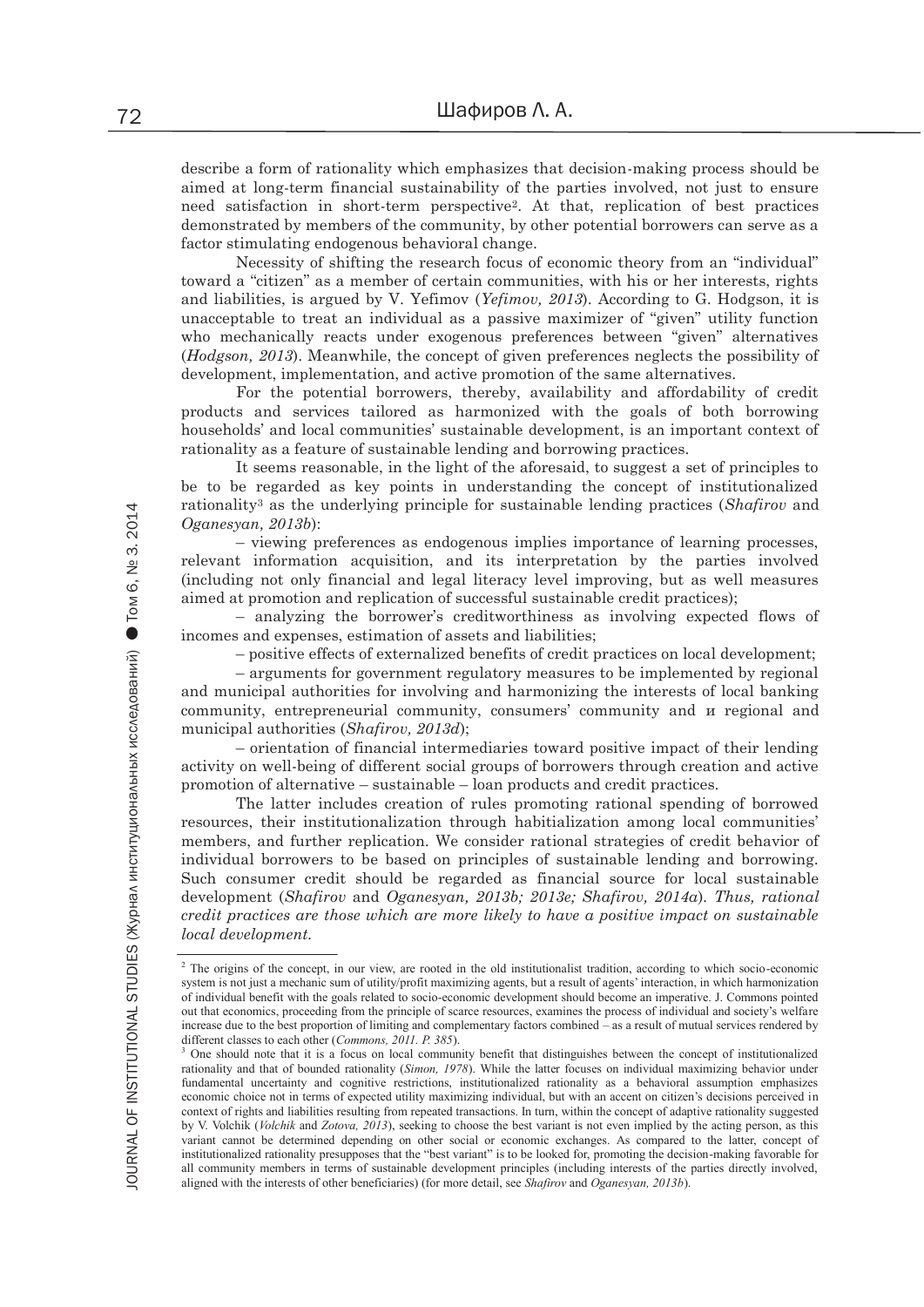describe a form of rationality which emphasizes that decision-making process should be aimed at long-term financial sustainability of the parties involved, not just to ensure need satisfaction in short-term perspective[2]. At that, replication of best practices demonstrated by members of the community, by other potential borrowers can serve as a factor stimulating endogenous behavioral change.

Necessity of shifting the research focus of economic theory from an "individual" toward a "citizen" as a member of certain communities, with his or her interests, rights and liabilities, is argued by V. Yefimov (*Yefimov, 2013*). According to G. Hodgson, it is unacceptable to treat an individual as a passive maximizer of "given" utility function who mechanically reacts under exogenous preferences between "given" alternatives (*Hodgson, 2013*). Meanwhile, the concept of given preferences neglects the possibility of development, implementation, and active promotion of the same alternatives.

For the potential borrowers, thereby, availability and affordability of credit products and services tailored as harmonized with the goals of both borrowing households' and local communities' sustainable development, is an important context of rationality as a feature of sustainable lending and borrowing practices.

It seems reasonable, in the light of the aforesaid, to suggest a set of principles to be to be regarded as key points in understanding the concept of institutionalized rationality[3] as the underlying principle for sustainable lending practices (*Shafirov* and *Oganesyan, 2013b*):

– viewing preferences as endogenous implies importance of learning processes, relevant information acquisition, and its interpretation by the parties involved (including not only financial and legal literacy level improving, but as well measures aimed at promotion and replication of successful sustainable credit practices);

– analyzing the borrower's creditworthiness as involving expected flows of incomes and expenses, estimation of assets and liabilities;

– positive effects of externalized benefits of credit practices on local development;

– arguments for government regulatory measures to be implemented by regional and municipal authorities for involving and harmonizing the interests of local banking community, entrepreneurial community, consumers' community and и regional and municipal authorities (*Shafirov, 2013d*);

– orientation of financial intermediaries toward positive impact of their lending activity on well-being of different social groups of borrowers through creation and active promotion of alternative – sustainable – loan products and credit practices.

The latter includes creation of rules promoting rational spending of borrowed resources, their institutionalization through habitialization among local communities' members, and further replication. We consider rational strategies of credit behavior of individual borrowers to be based on principles of sustainable lending and borrowing. Such consumer credit should be regarded as financial source for local sustainable development (*Shafirov* and *Oganesyan, 2013b; 2013e; Shafirov, 2014a*). *Thus, rational credit practices are those which are more likely to have a positive impact on sustainable local development.*

---

[2] The origins of the concept, in our view, are rooted in the old institutionalist tradition, according to which socio-economic system is not just a mechanic sum of utility/profit maximizing agents, but a result of agents' interaction, in which harmonization of individual benefit with the goals related to socio-economic development should become an imperative. J. Commons pointed out that economics, proceeding from the principle of scarce resources, examines the process of individual and society's welfare increase due to the best proportion of limiting and complementary factors combined – as a result of mutual services rendered by different classes to each other (*Commons, 2011. P. 385*).

[3] One should note that it is a focus on local community benefit that distinguishes between the concept of institutionalized rationality and that of bounded rationality (*Simon, 1978*). While the latter focuses on individual maximizing behavior under fundamental uncertainty and cognitive restrictions, institutionalized rationality as a behavioral assumption emphasizes economic choice not in terms of expected utility maximizing individual, but with an accent on citizen's decisions perceived in context of rights and liabilities resulting from repeated transactions. In turn, within the concept of adaptive rationality suggested by V. Volchik (*Volchik* and *Zotova, 2013*), seeking to choose the best variant is not even implied by the acting person, as this variant cannot be determined depending on other social or economic exchanges. As compared to the latter, concept of institutionalized rationality presupposes that the "best variant" is to be looked for, promoting the decision-making favorable for all community members in terms of sustainable development principles (including interests of the parties directly involved, aligned with the interests of other beneficiaries) (for more detail, see *Shafirov* and *Oganesyan, 2013b*).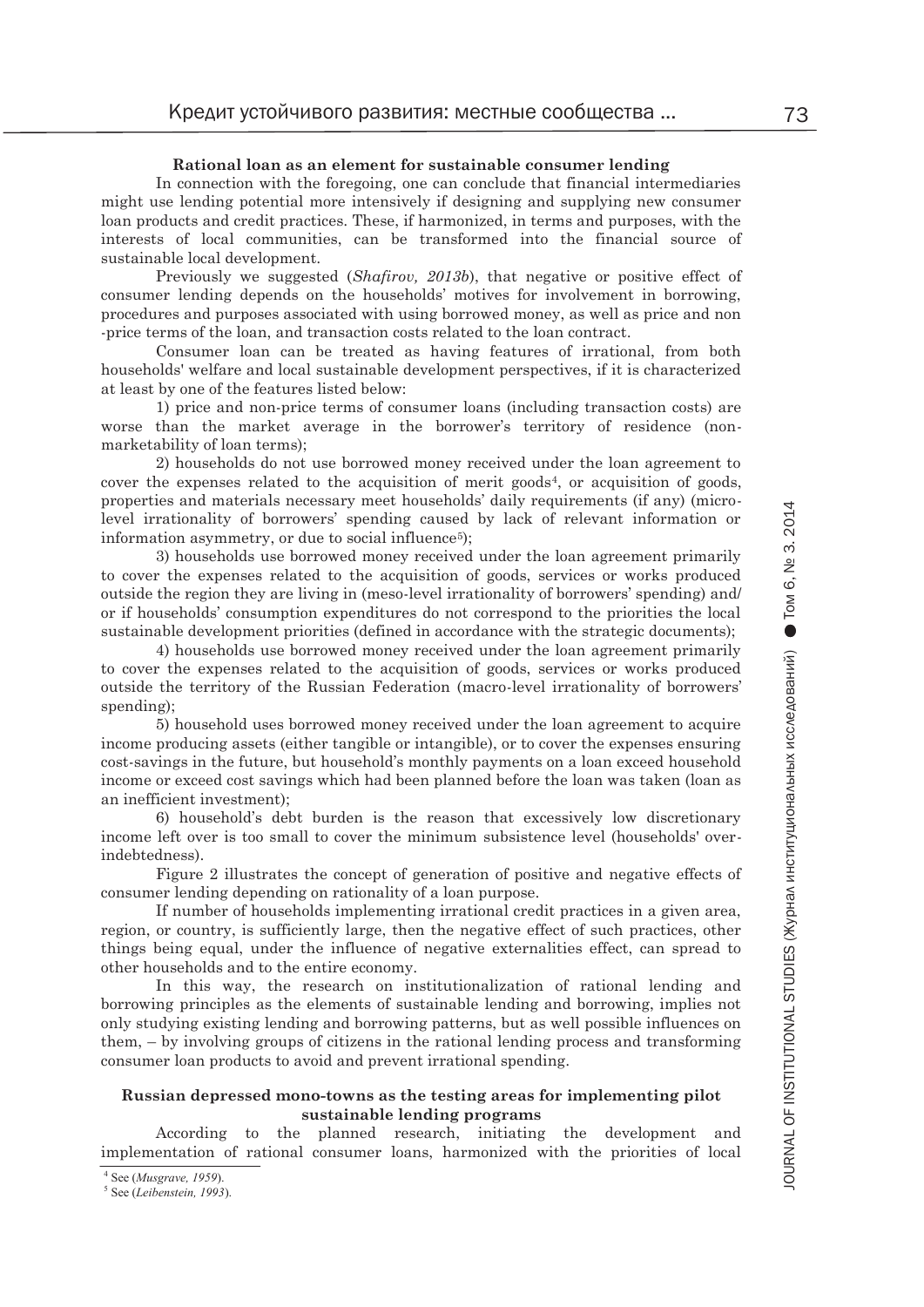### Rational loan as an element for sustainable consumer lending

In connection with the foregoing, one can conclude that financial intermediaries might use lending potential more intensively if designing and supplying new consumer loan products and credit practices. These, if harmonized, in terms and purposes, with the interests of local communities, can be transformed into the financial source of sustainable local development.

Previously we suggested (*Shafirov, 2013b*), that negative or positive effect of consumer lending depends on the households' motives for involvement in borrowing, procedures and purposes associated with using borrowed money, as well as price and non -price terms of the loan, and transaction costs related to the loan contract.

Consumer loan can be treated as having features of irrational, from both households' welfare and local sustainable development perspectives, if it is characterized at least by one of the features listed below:

1) price and non-price terms of consumer loans (including transaction costs) are worse than the market average in the borrower's territory of residence (non-marketability of loan terms);

2) households do not use borrowed money received under the loan agreement to cover the expenses related to the acquisition of merit goods[4], or acquisition of goods, properties and materials necessary meet households' daily requirements (if any) (micro-level irrationality of borrowers' spending caused by lack of relevant information or information asymmetry, or due to social influence[5]);

3) households use borrowed money received under the loan agreement primarily to cover the expenses related to the acquisition of goods, services or works produced outside the region they are living in (meso-level irrationality of borrowers' spending) and/ or if households' consumption expenditures do not correspond to the priorities the local sustainable development priorities (defined in accordance with the strategic documents);

4) households use borrowed money received under the loan agreement primarily to cover the expenses related to the acquisition of goods, services or works produced outside the territory of the Russian Federation (macro-level irrationality of borrowers' spending);

5) household uses borrowed money received under the loan agreement to acquire income producing assets (either tangible or intangible), or to cover the expenses ensuring cost-savings in the future, but household's monthly payments on a loan exceed household income or exceed cost savings which had been planned before the loan was taken (loan as an inefficient investment);

6) household's debt burden is the reason that excessively low discretionary income left over is too small to cover the minimum subsistence level (households' over-indebtedness).

Figure 2 illustrates the concept of generation of positive and negative effects of consumer lending depending on rationality of a loan purpose.

If number of households implementing irrational credit practices in a given area, region, or country, is sufficiently large, then the negative effect of such practices, other things being equal, under the influence of negative externalities effect, can spread to other households and to the entire economy.

In this way, the research on institutionalization of rational lending and borrowing principles as the elements of sustainable lending and borrowing, implies not only studying existing lending and borrowing patterns, but as well possible influences on them, – by involving groups of citizens in the rational lending process and transforming consumer loan products to avoid and prevent irrational spending.

### Russian depressed mono-towns as the testing areas for implementing pilot sustainable lending programs

According to the planned research, initiating the development and implementation of rational consumer loans, harmonized with the priorities of local

[4] See (*Musgrave, 1959*).

[5] See (*Leibenstein, 1993*).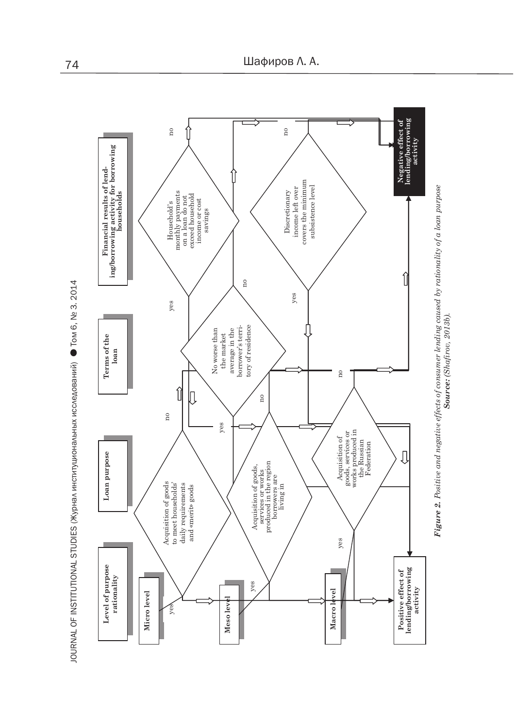Level of purpose rationality

Loan purpose

Terms of the loan

Financial results of lending/borrowing activity for borrowing households

Micro level

Meso level

Macro level

Acquisition of goods to meet households' daily requirements and «merit» goods

Acquisition of goods, services or works produced in the region borrowers are living in

Acquisition of goods, services or works produced in the Russian Federation

No worse than the market average in the borrower's territory of residence

Household's monthly payments on a loan do not exceed household income or cost savings

Discretionary income left over covers the minimum subsistence level

yes

no

Positive effect of lending/borrowing activity

Negative effect of lending/borrowing activity

***Figure 2.*** *Positive and negative effects of consumer lending caused by rationality of a loan purpose*

***Source:*** *(Shafirov, 2013b).*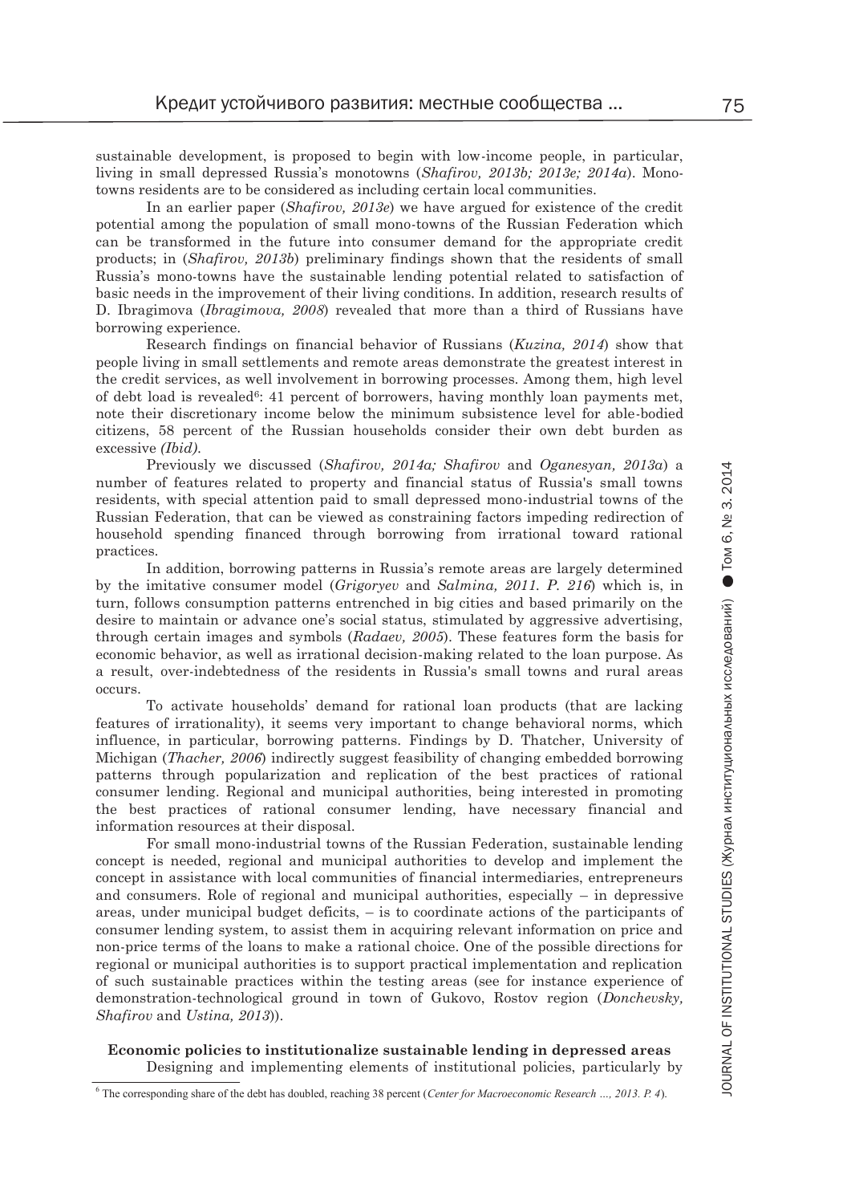sustainable development, is proposed to begin with low-income people, in particular, living in small depressed Russia's monotowns (*Shafirov, 2013b; 2013e; 2014a*). Monotowns residents are to be considered as including certain local communities.

In an earlier paper (*Shafirov, 2013e*) we have argued for existence of the credit potential among the population of small mono-towns of the Russian Federation which can be transformed in the future into consumer demand for the appropriate credit products; in (*Shafirov, 2013b*) preliminary findings shown that the residents of small Russia's mono-towns have the sustainable lending potential related to satisfaction of basic needs in the improvement of their living conditions. In addition, research results of D. Ibragimova (*Ibragimova, 2008*) revealed that more than a third of Russians have borrowing experience.

Research findings on financial behavior of Russians (*Kuzina, 2014*) show that people living in small settlements and remote areas demonstrate the greatest interest in the credit services, as well involvement in borrowing processes. Among them, high level of debt load is revealed[6]: 41 percent of borrowers, having monthly loan payments met, note their discretionary income below the minimum subsistence level for able-bodied citizens, 58 percent of the Russian households consider their own debt burden as excessive *(Ibid)*.

Previously we discussed (*Shafirov, 2014a; Shafirov* and *Oganesyan, 2013a*) a number of features related to property and financial status of Russia's small towns residents, with special attention paid to small depressed mono-industrial towns of the Russian Federation, that can be viewed as constraining factors impeding redirection of household spending financed through borrowing from irrational toward rational practices.

In addition, borrowing patterns in Russia's remote areas are largely determined by the imitative consumer model (*Grigoryev* and *Salmina, 2011. P. 216*) which is, in turn, follows consumption patterns entrenched in big cities and based primarily on the desire to maintain or advance one's social status, stimulated by aggressive advertising, through certain images and symbols (*Radaev, 2005*). These features form the basis for economic behavior, as well as irrational decision-making related to the loan purpose. As a result, over-indebtedness of the residents in Russia's small towns and rural areas occurs.

To activate households' demand for rational loan products (that are lacking features of irrationality), it seems very important to change behavioral norms, which influence, in particular, borrowing patterns. Findings by D. Thatcher, University of Michigan (*Thacher, 2006*) indirectly suggest feasibility of changing embedded borrowing patterns through popularization and replication of the best practices of rational consumer lending. Regional and municipal authorities, being interested in promoting the best practices of rational consumer lending, have necessary financial and information resources at their disposal.

For small mono-industrial towns of the Russian Federation, sustainable lending concept is needed, regional and municipal authorities to develop and implement the concept in assistance with local communities of financial intermediaries, entrepreneurs and consumers. Role of regional and municipal authorities, especially – in depressive areas, under municipal budget deficits, – is to coordinate actions of the participants of consumer lending system, to assist them in acquiring relevant information on price and non-price terms of the loans to make a rational choice. One of the possible directions for regional or municipal authorities is to support practical implementation and replication of such sustainable practices within the testing areas (see for instance experience of demonstration-technological ground in town of Gukovo, Rostov region (*Donchevsky, Shafirov* and *Ustina, 2013*)).

**Economic policies to institutionalize sustainable lending in depressed areas**

Designing and implementing elements of institutional policies, particularly by

[6] The corresponding share of the debt has doubled, reaching 38 percent (*Center for Macroeconomic Research ..., 2013. P. 4*).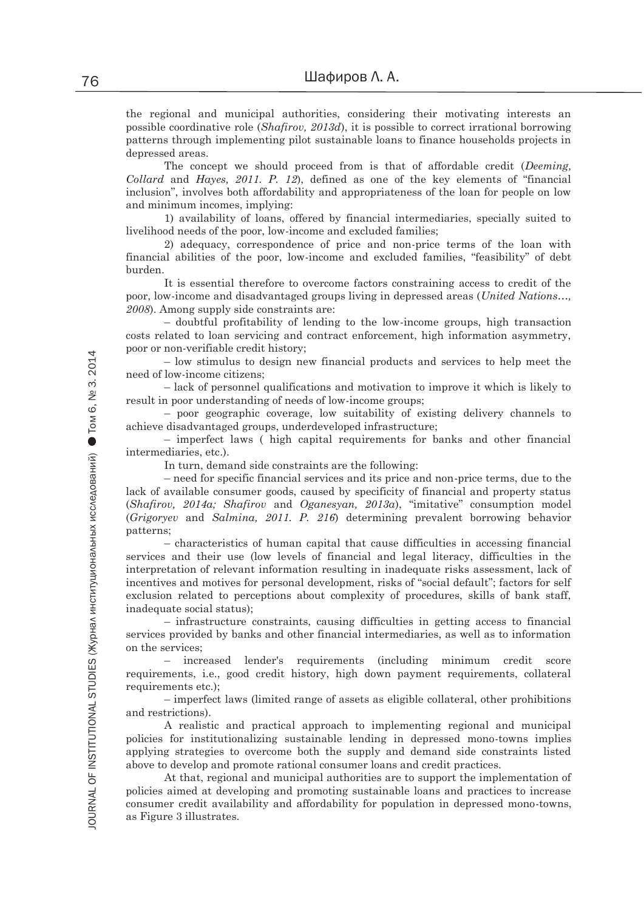the regional and municipal authorities, considering their motivating interests an possible coordinative role (*Shafirov, 2013d*), it is possible to correct irrational borrowing patterns through implementing pilot sustainable loans to finance households projects in depressed areas.

The concept we should proceed from is that of affordable credit (*Deeming, Collard* and *Hayes, 2011. P. 12*), defined as one of the key elements of "financial inclusion", involves both affordability and appropriateness of the loan for people on low and minimum incomes, implying:

1) availability of loans, offered by financial intermediaries, specially suited to livelihood needs of the poor, low-income and excluded families;

2) adequacy, correspondence of price and non-price terms of the loan with financial abilities of the poor, low-income and excluded families, "feasibility" of debt burden.

It is essential therefore to overcome factors constraining access to credit of the poor, low-income and disadvantaged groups living in depressed areas (*United Nations…, 2008*). Among supply side constraints are:

– doubtful profitability of lending to the low-income groups, high transaction costs related to loan servicing and contract enforcement, high information asymmetry, poor or non-verifiable credit history;

– low stimulus to design new financial products and services to help meet the need of low-income citizens;

– lack of personnel qualifications and motivation to improve it which is likely to result in poor understanding of needs of low-income groups;

– poor geographic coverage, low suitability of existing delivery channels to achieve disadvantaged groups, underdeveloped infrastructure;

– imperfect laws ( high capital requirements for banks and other financial intermediaries, etc.).

In turn, demand side constraints are the following:

– need for specific financial services and its price and non-price terms, due to the lack of available consumer goods, caused by specificity of financial and property status (*Shafirov, 2014a; Shafirov* and *Oganesyan, 2013a*), "imitative" consumption model (*Grigoryev* and *Salmina, 2011. P. 216*) determining prevalent borrowing behavior patterns;

– characteristics of human capital that cause difficulties in accessing financial services and their use (low levels of financial and legal literacy, difficulties in the interpretation of relevant information resulting in inadequate risks assessment, lack of incentives and motives for personal development, risks of "social default"; factors for self exclusion related to perceptions about complexity of procedures, skills of bank staff, inadequate social status);

– infrastructure constraints, causing difficulties in getting access to financial services provided by banks and other financial intermediaries, as well as to information on the services;

– increased lender's requirements (including minimum credit score requirements, i.e., good credit history, high down payment requirements, collateral requirements etc.);

– imperfect laws (limited range of assets as eligible collateral, other prohibitions and restrictions).

A realistic and practical approach to implementing regional and municipal policies for institutionalizing sustainable lending in depressed mono-towns implies applying strategies to overcome both the supply and demand side constraints listed above to develop and promote rational consumer loans and credit practices.

At that, regional and municipal authorities are to support the implementation of policies aimed at developing and promoting sustainable loans and practices to increase consumer credit availability and affordability for population in depressed mono-towns, as Figure 3 illustrates.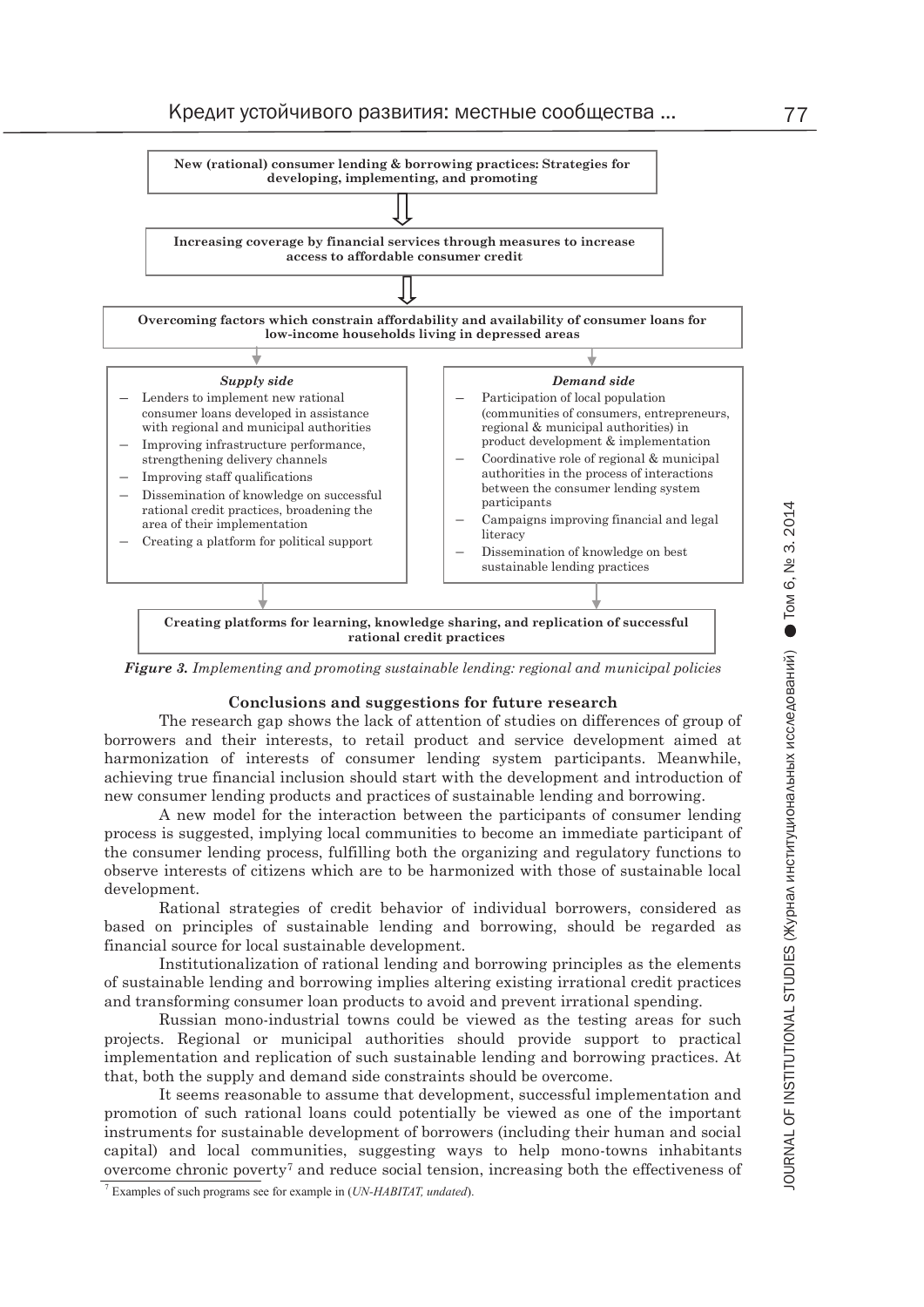**New (rational) consumer lending & borrowing practices: Strategies for developing, implementing, and promoting**

⇩

**Increasing coverage by financial services through measures to increase access to affordable consumer credit**

⇩

**Overcoming factors which constrain affordability and availability of consumer loans for low-income households living in depressed areas**

***Supply side***

- Lenders to implement new rational consumer loans developed in assistance with regional and municipal authorities
- Improving infrastructure performance, strengthening delivery channels
- Improving staff qualifications
- Dissemination of knowledge on successful rational credit practices, broadening the area of their implementation
- Creating a platform for political support

***Demand side***

- Participation of local population (communities of consumers, entrepreneurs, regional & municipal authorities) in product development & implementation
- Coordinative role of regional & municipal authorities in the process of interactions between the consumer lending system participants
- Campaigns improving financial and legal literacy
- Dissemination of knowledge on best sustainable lending practices

**Creating platforms for learning, knowledge sharing, and replication of successful rational credit practices**

***Figure 3.*** *Implementing and promoting sustainable lending: regional and municipal policies*

## Conclusions and suggestions for future research

The research gap shows the lack of attention of studies on differences of group of borrowers and their interests, to retail product and service development aimed at harmonization of interests of consumer lending system participants. Meanwhile, achieving true financial inclusion should start with the development and introduction of new consumer lending products and practices of sustainable lending and borrowing.

A new model for the interaction between the participants of consumer lending process is suggested, implying local communities to become an immediate participant of the consumer lending process, fulfilling both the organizing and regulatory functions to observe interests of citizens which are to be harmonized with those of sustainable local development.

Rational strategies of credit behavior of individual borrowers, considered as based on principles of sustainable lending and borrowing, should be regarded as financial source for local sustainable development.

Institutionalization of rational lending and borrowing principles as the elements of sustainable lending and borrowing implies altering existing irrational credit practices and transforming consumer loan products to avoid and prevent irrational spending.

Russian mono-industrial towns could be viewed as the testing areas for such projects. Regional or municipal authorities should provide support to practical implementation and replication of such sustainable lending and borrowing practices. At that, both the supply and demand side constraints should be overcome.

It seems reasonable to assume that development, successful implementation and promotion of such rational loans could potentially be viewed as one of the important instruments for sustainable development of borrowers (including their human and social capital) and local communities, suggesting ways to help mono-towns inhabitants overcome chronic poverty[7] and reduce social tension, increasing both the effectiveness of

[7] Examples of such programs see for example in (*UN-HABITAT, undated*).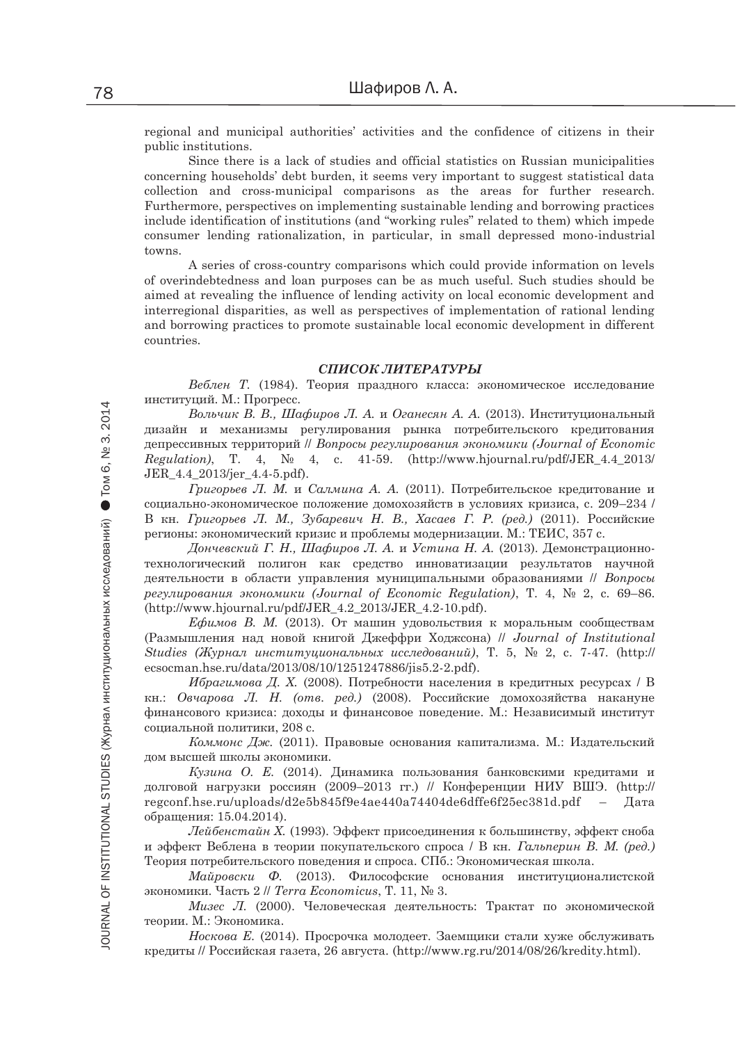regional and municipal authorities' activities and the confidence of citizens in their public institutions.

Since there is a lack of studies and official statistics on Russian municipalities concerning households' debt burden, it seems very important to suggest statistical data collection and cross-municipal comparisons as the areas for further research. Furthermore, perspectives on implementing sustainable lending and borrowing practices include identification of institutions (and "working rules" related to them) which impede consumer lending rationalization, in particular, in small depressed mono-industrial towns.

A series of cross-country comparisons which could provide information on levels of overindebtedness and loan purposes can be as much useful. Such studies should be aimed at revealing the influence of lending activity on local economic development and interregional disparities, as well as perspectives of implementation of rational lending and borrowing practices to promote sustainable local economic development in different countries.

## *СПИСОК ЛИТЕРАТУРЫ*

*Веблен Т.* (1984). Теория праздного класса: экономическое исследование институций. М.: Прогресс.

*Вольчик В. В., Шафиров Л. А.* и *Оганесян А. А.* (2013). Институциональный дизайн и механизмы регулирования рынка потребительского кредитования депрессивных территорий // *Вопросы регулирования экономики (Journal of Economic Regulation)*, Т. 4, № 4, с. 41-59. (http://www.hjournal.ru/pdf/JER_4.4_2013/JER_4.4_2013/jer_4.4-5.pdf).

*Григорьев Л. М.* и *Салмина А. А.* (2011). Потребительское кредитование и социально-экономическое положение домохозяйств в условиях кризиса, с. 209–234 / В кн. *Григорьев Л. М., Зубаревич Н. В., Хасаев Г. Р. (ред.)* (2011). Российские регионы: экономический кризис и проблемы модернизации. М.: ТЕИС, 357 с.

*Дончевский Г. Н., Шафиров Л. А.* и *Устина Н. А.* (2013). Демонстрационно-технологический полигон как средство инноватизации результатов научной деятельности в области управления муниципальными образованиями // *Вопросы регулирования экономики (Journal of Economic Regulation)*, Т. 4, № 2, с. 69–86. (http://www.hjournal.ru/pdf/JER_4.2_2013/JER_4.2-10.pdf).

*Ефимов В. М.* (2013). От машин удовольствия к моральным сообществам (Размышления над новой книгой Джеффри Ходжсона) // *Journal of Institutional Studies (Журнал институциональных исследований)*, Т. 5, № 2, с. 7-47. (http://ecsocman.hse.ru/data/2013/08/10/1251247886/jis5.2-2.pdf).

*Ибрагимова Д. Х.* (2008). Потребности населения в кредитных ресурсах / В кн.: *Овчарова Л. Н. (отв. ред.)* (2008). Российские домохозяйства накануне финансового кризиса: доходы и финансовое поведение. М.: Независимый институт социальной политики, 208 с.

*Коммонс Дж.* (2011). Правовые основания капитализма. М.: Издательский дом высшей школы экономики.

*Кузина О. Е.* (2014). Динамика пользования банковскими кредитами и долговой нагрузки россиян (2009–2013 гг.) // Конференции НИУ ВШЭ. (http://regconf.hse.ru/uploads/d2e5b845f9e4ae440a74404de6dffe6f25ec381d.pdf – Дата обращения: 15.04.2014).

*Лейбенстайн Х.* (1993). Эффект присоединения к большинству, эффект сноба и эффект Веблена в теории покупательского спроса / В кн. *Гальперин В. М. (ред.)* Теория потребительского поведения и спроса. СПб.: Экономическая школа.

*Майровски Ф.* (2013). Философские основания институционалистской экономики. Часть 2 // *Terra Economicus*, Т. 11, № 3.

*Мизес Л.* (2000). Человеческая деятельность: Трактат по экономической теории. М.: Экономика.

*Носкова Е.* (2014). Просрочка молодеет. Заемщики стали хуже обслуживать кредиты // Российская газета, 26 августа. (http://www.rg.ru/2014/08/26/kredity.html).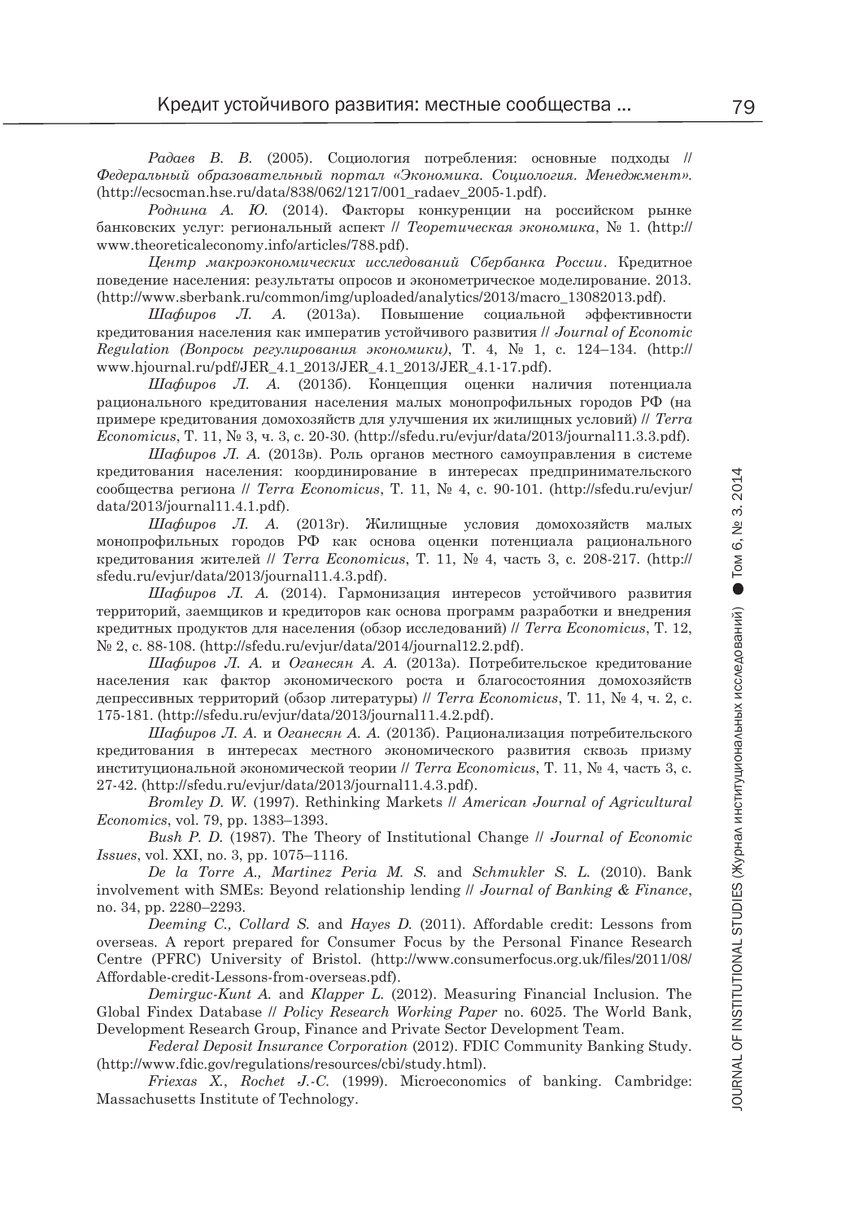*Радаев В. В.* (2005). Социология потребления: основные подходы // *Федеральный образовательный портал «Экономика. Социология. Менеджмент»*. (http://ecsocman.hse.ru/data/838/062/1217/001_radaev_2005-1.pdf).

*Роднина А. Ю.* (2014). Факторы конкуренции на российском рынке банковских услуг: региональный аспект // *Теоретическая экономика*, № 1. (http://www.theoreticaleconomy.info/articles/788.pdf).

*Центр макроэкономических исследований Сбербанка России*. Кредитное поведение населения: результаты опросов и эконометрическое моделирование. 2013. (http://www.sberbank.ru/common/img/uploaded/analytics/2013/macro_13082013.pdf).

*Шафиров Л. А.* (2013а). Повышение социальной эффективности кредитования населения как императив устойчивого развития // *Journal of Economic Regulation (Вопросы регулирования экономики)*, Т. 4, № 1, с. 124–134. (http://www.hjournal.ru/pdf/JER_4.1_2013/JER_4.1_2013/JER_4.1-17.pdf).

*Шафиров Л. А.* (2013б). Концепция оценки наличия потенциала рационального кредитования населения малых монопрофильных городов РФ (на примере кредитования домохозяйств для улучшения их жилищных условий) // *Terra Economicus*, Т. 11, № 3, ч. 3, с. 20-30. (http://sfedu.ru/evjur/data/2013/journal11.3.3.pdf).

*Шафиров Л. А.* (2013в). Роль органов местного самоуправления в системе кредитования населения: координирование в интересах предпринимательского сообщества региона // *Terra Economicus*, Т. 11, № 4, с. 90-101. (http://sfedu.ru/evjur/data/2013/journal11.4.1.pdf).

*Шафиров Л. А.* (2013г). Жилищные условия домохозяйств малых монопрофильных городов РФ как основа оценки потенциала рационального кредитования жителей // *Terra Economicus*, Т. 11, № 4, часть 3, с. 208-217. (http://sfedu.ru/evjur/data/2013/journal11.4.3.pdf).

*Шафиров Л. А.* (2014). Гармонизация интересов устойчивого развития территорий, заемщиков и кредиторов как основа программ разработки и внедрения кредитных продуктов для населения (обзор исследований) // *Terra Economicus*, Т. 12, № 2, с. 88-108. (http://sfedu.ru/evjur/data/2014/journal12.2.pdf).

*Шафиров Л. А.* и *Оганесян А. А.* (2013а). Потребительское кредитование населения как фактор экономического роста и благосостояния домохозяйств депрессивных территорий (обзор литературы) // *Terra Economicus*, Т. 11, № 4, ч. 2, с. 175-181. (http://sfedu.ru/evjur/data/2013/journal11.4.2.pdf).

*Шафиров Л. А.* и *Оганесян А. А.* (2013б). Рационализация потребительского кредитования в интересах местного экономического развития сквозь призму институциональной экономической теории // *Terra Economicus*, Т. 11, № 4, часть 3, с. 27-42. (http://sfedu.ru/evjur/data/2013/journal11.4.3.pdf).

*Bromley D. W.* (1997). Rethinking Markets // *American Journal of Agricultural Economics*, vol. 79, pp. 1383–1393.

*Bush P. D.* (1987). The Theory of Institutional Change // *Journal of Economic Issues*, vol. XXI, no. 3, pp. 1075–1116.

*De la Torre A., Martinez Peria M. S.* and *Schmukler S. L.* (2010). Bank involvement with SMEs: Beyond relationship lending // *Journal of Banking & Finance*, no. 34, pp. 2280–2293.

*Deeming C., Collard S.* and *Hayes D.* (2011). Affordable credit: Lessons from overseas. A report prepared for Consumer Focus by the Personal Finance Research Centre (PFRC) University of Bristol. (http://www.consumerfocus.org.uk/files/2011/08/Affordable-credit-Lessons-from-overseas.pdf).

*Demirguc-Kunt A.* and *Klapper L.* (2012). Measuring Financial Inclusion. The Global Findex Database // *Policy Research Working Paper* no. 6025. The World Bank, Development Research Group, Finance and Private Sector Development Team.

*Federal Deposit Insurance Corporation* (2012). FDIC Community Banking Study. (http://www.fdic.gov/regulations/resources/cbi/study.html).

*Friexas X., Rochet J.-C.* (1999). Microeconomics of banking. Cambridge: Massachusetts Institute of Technology.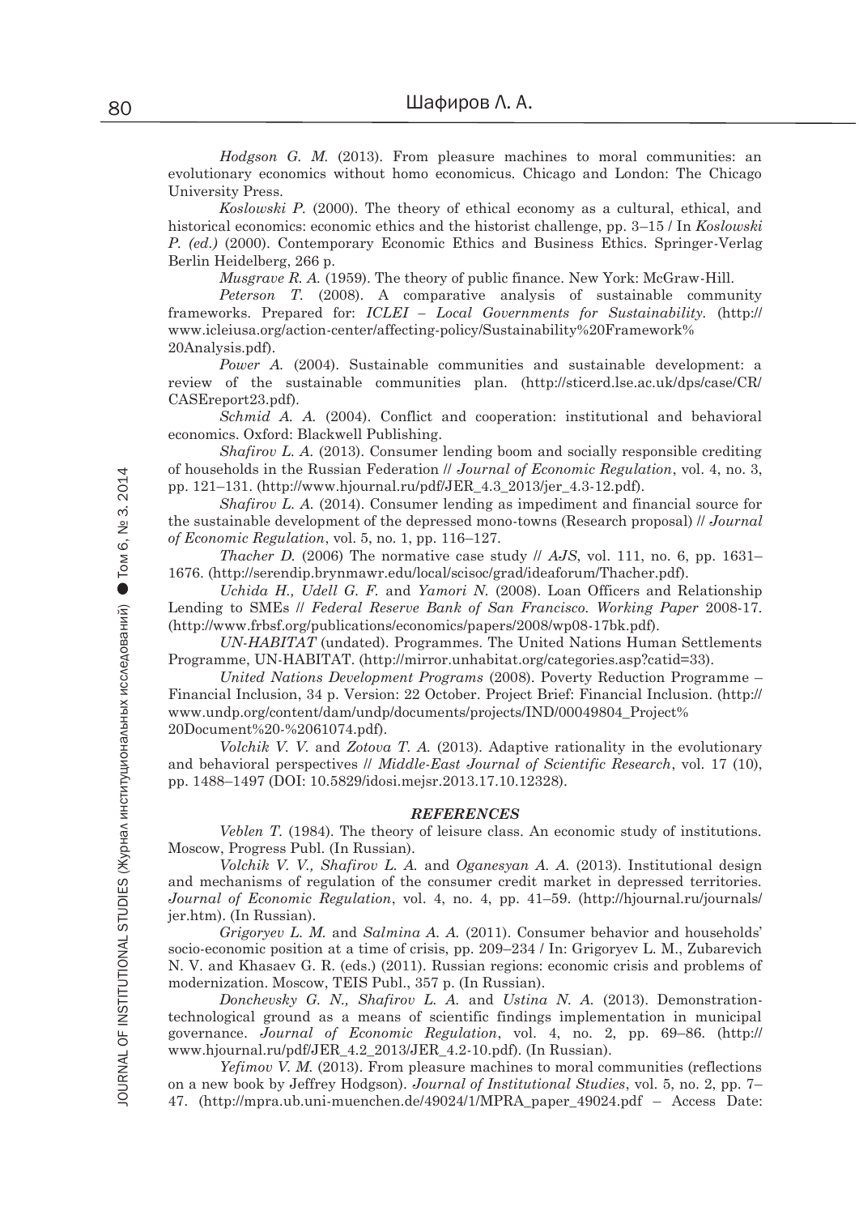*Hodgson G. M.* (2013). From pleasure machines to moral communities: an evolutionary economics without homo economicus. Chicago and London: The Chicago University Press.

*Koslowski P.* (2000). The theory of ethical economy as a cultural, ethical, and historical economics: economic ethics and the historist challenge, pp. 3–15 / In *Koslowski P. (ed.)* (2000). Contemporary Economic Ethics and Business Ethics. Springer-Verlag Berlin Heidelberg, 266 p.

*Musgrave R. A.* (1959). The theory of public finance. New York: McGraw-Hill.

*Peterson T.* (2008). A comparative analysis of sustainable community frameworks. Prepared for: *ICLEI – Local Governments for Sustainability.* (http://www.icleiusa.org/action-center/affecting-policy/Sustainability%20Framework%20Analysis.pdf).

*Power A.* (2004). Sustainable communities and sustainable development: a review of the sustainable communities plan. (http://sticerd.lse.ac.uk/dps/case/CR/CASEreport23.pdf).

*Schmid A. A.* (2004). Conflict and cooperation: institutional and behavioral economics. Oxford: Blackwell Publishing.

*Shafirov L. A.* (2013). Consumer lending boom and socially responsible crediting of households in the Russian Federation // *Journal of Economic Regulation*, vol. 4, no. 3, pp. 121–131. (http://www.hjournal.ru/pdf/JER_4.3_2013/jer_4.3-12.pdf).

*Shafirov L. A.* (2014). Consumer lending as impediment and financial source for the sustainable development of the depressed mono-towns (Research proposal) // *Journal of Economic Regulation*, vol. 5, no. 1, pp. 116–127.

*Thacher D.* (2006) The normative case study // *AJS*, vol. 111, no. 6, pp. 1631–1676. (http://serendip.brynmawr.edu/local/scisoc/grad/ideaforum/Thacher.pdf).

*Uchida H., Udell G. F.* and *Yamori N.* (2008). Loan Officers and Relationship Lending to SMEs // *Federal Reserve Bank of San Francisco. Working Paper* 2008-17. (http://www.frbsf.org/publications/economics/papers/2008/wp08-17bk.pdf).

*UN-HABITAT* (undated). Programmes. The United Nations Human Settlements Programme, UN-HABITAT. (http://mirror.unhabitat.org/categories.asp?catid=33).

*United Nations Development Programs* (2008). Poverty Reduction Programme – Financial Inclusion, 34 p. Version: 22 October. Project Brief: Financial Inclusion. (http://www.undp.org/content/dam/undp/documents/projects/IND/00049804_Project%20Document%20-%2061074.pdf).

*Volchik V. V.* and *Zotova T. A.* (2013). Adaptive rationality in the evolutionary and behavioral perspectives // *Middle-East Journal of Scientific Research*, vol. 17 (10), pp. 1488–1497 (DOI: 10.5829/idosi.mejsr.2013.17.10.12328).

### *REFERENCES*

*Veblen T.* (1984). The theory of leisure class. An economic study of institutions. Moscow, Progress Publ. (In Russian).

*Volchik V. V., Shafirov L. A.* and *Oganesyan A. A.* (2013). Institutional design and mechanisms of regulation of the consumer credit market in depressed territories. *Journal of Economic Regulation*, vol. 4, no. 4, pp. 41–59. (http://hjournal.ru/journals/jer.htm). (In Russian).

*Grigoryev L. M.* and *Salmina A. A.* (2011). Consumer behavior and households' socio-economic position at a time of crisis, pp. 209–234 / In: Grigoryev L. M., Zubarevich N. V. and Khasaev G. R. (eds.) (2011). Russian regions: economic crisis and problems of modernization. Moscow, TEIS Publ., 357 p. (In Russian).

*Donchevsky G. N., Shafirov L. A.* and *Ustina N. A.* (2013). Demonstration-technological ground as a means of scientific findings implementation in municipal governance. *Journal of Economic Regulation*, vol. 4, no. 2, pp. 69–86. (http://www.hjournal.ru/pdf/JER_4.2_2013/JER_4.2-10.pdf). (In Russian).

*Yefimov V. M.* (2013). From pleasure machines to moral communities (reflections on a new book by Jeffrey Hodgson). *Journal of Institutional Studies*, vol. 5, no. 2, pp. 7–47. (http://mpra.ub.uni-muenchen.de/49024/1/MPRA_paper_49024.pdf – Access Date: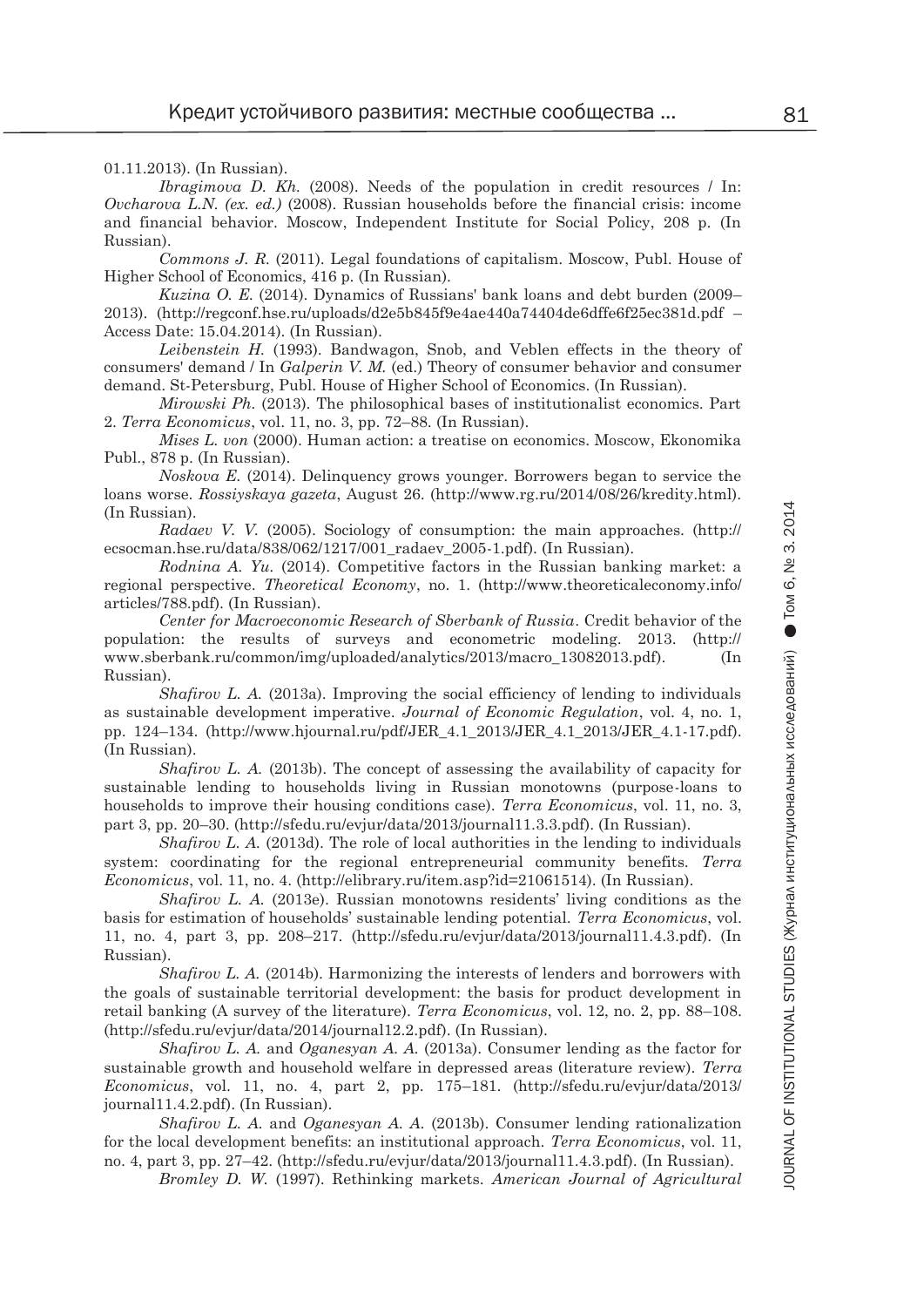01.11.2013). (In Russian).

*Ibragimova D. Kh.* (2008). Needs of the population in credit resources / In: *Ovcharova L.N. (ex. ed.)* (2008). Russian households before the financial crisis: income and financial behavior. Moscow, Independent Institute for Social Policy, 208 p. (In Russian).

*Commons J. R.* (2011). Legal foundations of capitalism. Moscow, Publ. House of Higher School of Economics, 416 p. (In Russian).

*Kuzina O. E.* (2014). Dynamics of Russians' bank loans and debt burden (2009–2013). (http://regconf.hse.ru/uploads/d2e5b845f9e4ae440a74404de6dffe6f25ec381d.pdf – Access Date: 15.04.2014). (In Russian).

*Leibenstein H.* (1993). Bandwagon, Snob, and Veblen effects in the theory of consumers' demand / In *Galperin V. M.* (ed.) Theory of consumer behavior and consumer demand. St-Petersburg, Publ. House of Higher School of Economics. (In Russian).

*Mirowski Ph.* (2013). The philosophical bases of institutionalist economics. Part 2. *Terra Economicus*, vol. 11, no. 3, pp. 72–88. (In Russian).

*Mises L. von* (2000). Human action: a treatise on economics. Moscow, Ekonomika Publ., 878 p. (In Russian).

*Noskova E.* (2014). Delinquency grows younger. Borrowers began to service the loans worse. *Rossiyskaya gazeta*, August 26. (http://www.rg.ru/2014/08/26/kredity.html). (In Russian).

*Radaev V. V.* (2005). Sociology of consumption: the main approaches. (http://ecsocman.hse.ru/data/838/062/1217/001_radaev_2005-1.pdf). (In Russian).

*Rodnina A. Yu.* (2014). Competitive factors in the Russian banking market: a regional perspective. *Theoretical Economy*, no. 1. (http://www.theoreticaleconomy.info/articles/788.pdf). (In Russian).

*Center for Macroeconomic Research of Sberbank of Russia*. Credit behavior of the population: the results of surveys and econometric modeling. 2013. (http://www.sberbank.ru/common/img/uploaded/analytics/2013/macro_13082013.pdf). (In Russian).

*Shafirov L. A.* (2013a). Improving the social efficiency of lending to individuals as sustainable development imperative. *Journal of Economic Regulation*, vol. 4, no. 1, pp. 124–134. (http://www.hjournal.ru/pdf/JER_4.1_2013/JER_4.1_2013/JER_4.1-17.pdf). (In Russian).

*Shafirov L. A.* (2013b). The concept of assessing the availability of capacity for sustainable lending to households living in Russian monotowns (purpose-loans to households to improve their housing conditions case). *Terra Economicus*, vol. 11, no. 3, part 3, pp. 20–30. (http://sfedu.ru/evjur/data/2013/journal11.3.3.pdf). (In Russian).

*Shafirov L. A.* (2013d). The role of local authorities in the lending to individuals system: coordinating for the regional entrepreneurial community benefits. *Terra Economicus*, vol. 11, no. 4. (http://elibrary.ru/item.asp?id=21061514). (In Russian).

*Shafirov L. A.* (2013e). Russian monotowns residents' living conditions as the basis for estimation of households' sustainable lending potential. *Terra Economicus*, vol. 11, no. 4, part 3, pp. 208–217. (http://sfedu.ru/evjur/data/2013/journal11.4.3.pdf). (In Russian).

*Shafirov L. A.* (2014b). Harmonizing the interests of lenders and borrowers with the goals of sustainable territorial development: the basis for product development in retail banking (A survey of the literature). *Terra Economicus*, vol. 12, no. 2, pp. 88–108. (http://sfedu.ru/evjur/data/2014/journal12.2.pdf). (In Russian).

*Shafirov L. A.* and *Oganesyan A. A.* (2013a). Consumer lending as the factor for sustainable growth and household welfare in depressed areas (literature review). *Terra Economicus*, vol. 11, no. 4, part 2, pp. 175–181. (http://sfedu.ru/evjur/data/2013/journal11.4.2.pdf). (In Russian).

*Shafirov L. A.* and *Oganesyan A. A.* (2013b). Consumer lending rationalization for the local development benefits: an institutional approach. *Terra Economicus*, vol. 11, no. 4, part 3, pp. 27–42. (http://sfedu.ru/evjur/data/2013/journal11.4.3.pdf). (In Russian).

*Bromley D. W.* (1997). Rethinking markets. *American Journal of Agricultural*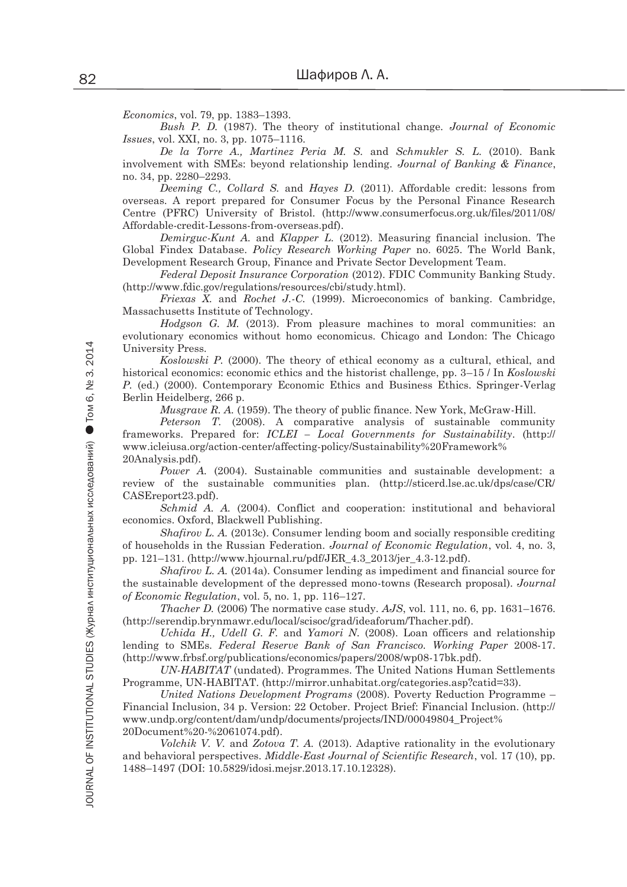*Economics*, vol. 79, pp. 1383–1393.

*Bush P. D.* (1987). The theory of institutional change. *Journal of Economic Issues*, vol. XXI, no. 3, pp. 1075–1116.

*De la Torre A., Martinez Peria M. S.* and *Schmukler S. L.* (2010). Bank involvement with SMEs: beyond relationship lending. *Journal of Banking & Finance*, no. 34, pp. 2280–2293.

*Deeming C., Collard S.* and *Hayes D.* (2011). Affordable credit: lessons from overseas. A report prepared for Consumer Focus by the Personal Finance Research Centre (PFRC) University of Bristol. (http://www.consumerfocus.org.uk/files/2011/08/Affordable-credit-Lessons-from-overseas.pdf).

*Demirguc-Kunt A.* and *Klapper L.* (2012). Measuring financial inclusion. The Global Findex Database. *Policy Research Working Paper* no. 6025. The World Bank, Development Research Group, Finance and Private Sector Development Team.

*Federal Deposit Insurance Corporation* (2012). FDIC Community Banking Study. (http://www.fdic.gov/regulations/resources/cbi/study.html).

*Friexas X.* and *Rochet J.-C.* (1999). Microeconomics of banking. Cambridge, Massachusetts Institute of Technology.

*Hodgson G. M.* (2013). From pleasure machines to moral communities: an evolutionary economics without homo economicus. Chicago and London: The Chicago University Press.

*Koslowski P.* (2000). The theory of ethical economy as a cultural, ethical, and historical economics: economic ethics and the historist challenge, pp. 3–15 / In *Koslowski P.* (ed.) (2000). Contemporary Economic Ethics and Business Ethics. Springer-Verlag Berlin Heidelberg, 266 p.

*Musgrave R. A.* (1959). The theory of public finance. New York, McGraw-Hill.

*Peterson T.* (2008). A comparative analysis of sustainable community frameworks. Prepared for: *ICLEI – Local Governments for Sustainability*. (http://www.icleiusa.org/action-center/affecting-policy/Sustainability%20Framework%20Analysis.pdf).

*Power A.* (2004). Sustainable communities and sustainable development: a review of the sustainable communities plan. (http://sticerd.lse.ac.uk/dps/case/CR/CASEreport23.pdf).

*Schmid A. A.* (2004). Conflict and cooperation: institutional and behavioral economics. Oxford, Blackwell Publishing.

*Shafirov L. A.* (2013c). Consumer lending boom and socially responsible crediting of households in the Russian Federation. *Journal of Economic Regulation*, vol. 4, no. 3, pp. 121–131. (http://www.hjournal.ru/pdf/JER_4.3_2013/jer_4.3-12.pdf).

*Shafirov L. A.* (2014a). Consumer lending as impediment and financial source for the sustainable development of the depressed mono-towns (Research proposal). *Journal of Economic Regulation*, vol. 5, no. 1, pp. 116–127.

*Thacher D.* (2006) The normative case study. *AJS*, vol. 111, no. 6, pp. 1631–1676. (http://serendip.brynmawr.edu/local/scisoc/grad/ideaforum/Thacher.pdf).

*Uchida H., Udell G. F.* and *Yamori N.* (2008). Loan officers and relationship lending to SMEs. *Federal Reserve Bank of San Francisco. Working Paper* 2008-17. (http://www.frbsf.org/publications/economics/papers/2008/wp08-17bk.pdf).

*UN-HABITAT* (undated). Programmes. The United Nations Human Settlements Programme, UN-HABITAT. (http://mirror.unhabitat.org/categories.asp?catid=33).

*United Nations Development Programs* (2008). Poverty Reduction Programme – Financial Inclusion, 34 p. Version: 22 October. Project Brief: Financial Inclusion. (http://www.undp.org/content/dam/undp/documents/projects/IND/00049804_Project%20Document%20-%2061074.pdf).

*Volchik V. V.* and *Zotova T. A.* (2013). Adaptive rationality in the evolutionary and behavioral perspectives. *Middle-East Journal of Scientific Research*, vol. 17 (10), pp. 1488–1497 (DOI: 10.5829/idosi.mejsr.2013.17.10.12328).